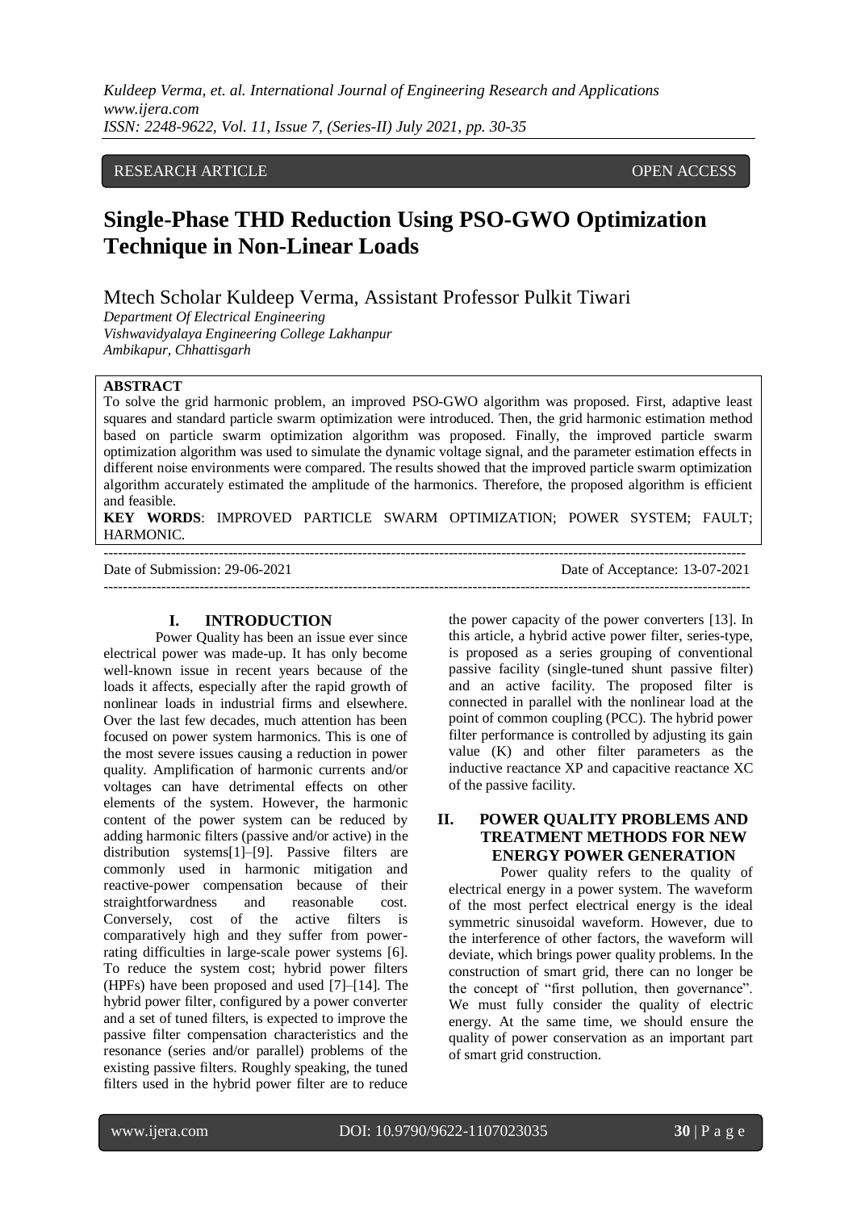RESEARCH ARTICLE OPEN ACCESS

# Single-Phase THD Reduction Using PSO-GWO Optimization Technique in Non-Linear Loads

Mtech Scholar Kuldeep Verma, Assistant Professor Pulkit Tiwari

*Department Of Electrical Engineering*
*Vishwavidyalaya Engineering College Lakhanpur*
*Ambikapur, Chhattisgarh*

**ABSTRACT**

To solve the grid harmonic problem, an improved PSO-GWO algorithm was proposed. First, adaptive least squares and standard particle swarm optimization were introduced. Then, the grid harmonic estimation method based on particle swarm optimization algorithm was proposed. Finally, the improved particle swarm optimization algorithm was used to simulate the dynamic voltage signal, and the parameter estimation effects in different noise environments were compared. The results showed that the improved particle swarm optimization algorithm accurately estimated the amplitude of the harmonics. Therefore, the proposed algorithm is efficient and feasible.

**KEY WORDS**: IMPROVED PARTICLE SWARM OPTIMIZATION; POWER SYSTEM; FAULT; HARMONIC.

---

Date of Submission: 29-06-2021 Date of Acceptance: 13-07-2021

---

## I. INTRODUCTION

Power Quality has been an issue ever since electrical power was made-up. It has only become well-known issue in recent years because of the loads it affects, especially after the rapid growth of nonlinear loads in industrial firms and elsewhere. Over the last few decades, much attention has been focused on power system harmonics. This is one of the most severe issues causing a reduction in power quality. Amplification of harmonic currents and/or voltages can have detrimental effects on other elements of the system. However, the harmonic content of the power system can be reduced by adding harmonic filters (passive and/or active) in the distribution systems[1]–[9]. Passive filters are commonly used in harmonic mitigation and reactive-power compensation because of their straightforwardness and reasonable cost. Conversely, cost of the active filters is comparatively high and they suffer from power-rating difficulties in large-scale power systems [6]. To reduce the system cost; hybrid power filters (HPFs) have been proposed and used [7]–[14]. The hybrid power filter, configured by a power converter and a set of tuned filters, is expected to improve the passive filter compensation characteristics and the resonance (series and/or parallel) problems of the existing passive filters. Roughly speaking, the tuned filters used in the hybrid power filter are to reduce the power capacity of the power converters [13]. In this article, a hybrid active power filter, series-type, is proposed as a series grouping of conventional passive facility (single-tuned shunt passive filter) and an active facility. The proposed filter is connected in parallel with the nonlinear load at the point of common coupling (PCC). The hybrid power filter performance is controlled by adjusting its gain value (K) and other filter parameters as the inductive reactance XP and capacitive reactance XC of the passive facility.

## II. POWER QUALITY PROBLEMS AND TREATMENT METHODS FOR NEW ENERGY POWER GENERATION

Power quality refers to the quality of electrical energy in a power system. The waveform of the most perfect electrical energy is the ideal symmetric sinusoidal waveform. However, due to the interference of other factors, the waveform will deviate, which brings power quality problems. In the construction of smart grid, there can no longer be the concept of "first pollution, then governance". We must fully consider the quality of electric energy. At the same time, we should ensure the quality of power conservation as an important part of smart grid construction.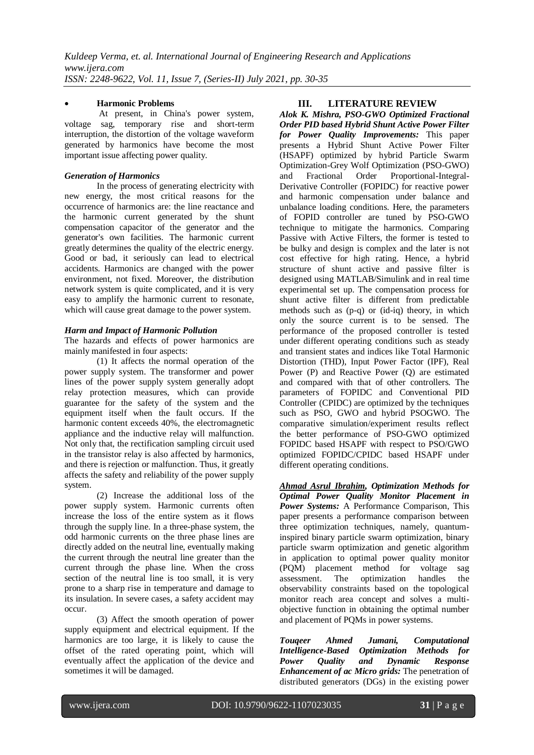- **Harmonic Problems**

At present, in China's power system, voltage sag, temporary rise and short-term interruption, the distortion of the voltage waveform generated by harmonics have become the most important issue affecting power quality.

***Generation of Harmonics***

In the process of generating electricity with new energy, the most critical reasons for the occurrence of harmonics are: the line reactance and the harmonic current generated by the shunt compensation capacitor of the generator and the generator's own facilities. The harmonic current greatly determines the quality of the electric energy. Good or bad, it seriously can lead to electrical accidents. Harmonics are changed with the power environment, not fixed. Moreover, the distribution network system is quite complicated, and it is very easy to amplify the harmonic current to resonate, which will cause great damage to the power system.

***Harm and Impact of Harmonic Pollution***

The hazards and effects of power harmonics are mainly manifested in four aspects:

(1) It affects the normal operation of the power supply system. The transformer and power lines of the power supply system generally adopt relay protection measures, which can provide guarantee for the safety of the system and the equipment itself when the fault occurs. If the harmonic content exceeds 40%, the electromagnetic appliance and the inductive relay will malfunction. Not only that, the rectification sampling circuit used in the transistor relay is also affected by harmonics, and there is rejection or malfunction. Thus, it greatly affects the safety and reliability of the power supply system.

(2) Increase the additional loss of the power supply system. Harmonic currents often increase the loss of the entire system as it flows through the supply line. In a three-phase system, the odd harmonic currents on the three phase lines are directly added on the neutral line, eventually making the current through the neutral line greater than the current through the phase line. When the cross section of the neutral line is too small, it is very prone to a sharp rise in temperature and damage to its insulation. In severe cases, a safety accident may occur.

(3) Affect the smooth operation of power supply equipment and electrical equipment. If the harmonics are too large, it is likely to cause the offset of the rated operating point, which will eventually affect the application of the device and sometimes it will be damaged.

## III. LITERATURE REVIEW

***Alok K. Mishra, PSO-GWO Optimized Fractional Order PID based Hybrid Shunt Active Power Filter for Power Quality Improvements:*** This paper presents a Hybrid Shunt Active Power Filter (HSAPF) optimized by hybrid Particle Swarm Optimization-Grey Wolf Optimization (PSO-GWO) and Fractional Order Proportional-Integral-Derivative Controller (FOPIDC) for reactive power and harmonic compensation under balance and unbalance loading conditions. Here, the parameters of FOPID controller are tuned by PSO-GWO technique to mitigate the harmonics. Comparing Passive with Active Filters, the former is tested to be bulky and design is complex and the later is not cost effective for high rating. Hence, a hybrid structure of shunt active and passive filter is designed using MATLAB/Simulink and in real time experimental set up. The compensation process for shunt active filter is different from predictable methods such as (p-q) or (id-iq) theory, in which only the source current is to be sensed. The performance of the proposed controller is tested under different operating conditions such as steady and transient states and indices like Total Harmonic Distortion (THD), Input Power Factor (IPF), Real Power (P) and Reactive Power (Q) are estimated and compared with that of other controllers. The parameters of FOPIDC and Conventional PID Controller (CPIDC) are optimized by the techniques such as PSO, GWO and hybrid PSOGWO. The comparative simulation/experiment results reflect the better performance of PSO-GWO optimized FOPIDC based HSAPF with respect to PSO/GWO optimized FOPIDC/CPIDC based HSAPF under different operating conditions.

***Ahmad Asrul Ibrahim, Optimization Methods for Optimal Power Quality Monitor Placement in Power Systems:*** A Performance Comparison, This paper presents a performance comparison between three optimization techniques, namely, quantum-inspired binary particle swarm optimization, binary particle swarm optimization and genetic algorithm in application to optimal power quality monitor (PQM) placement method for voltage sag assessment. The optimization handles the observability constraints based on the topological monitor reach area concept and solves a multi-objective function in obtaining the optimal number and placement of PQMs in power systems.

***Touqeer Ahmed Jumani, Computational Intelligence-Based Optimization Methods for Power Quality and Dynamic Response Enhancement of ac Micro grids:*** The penetration of distributed generators (DGs) in the existing power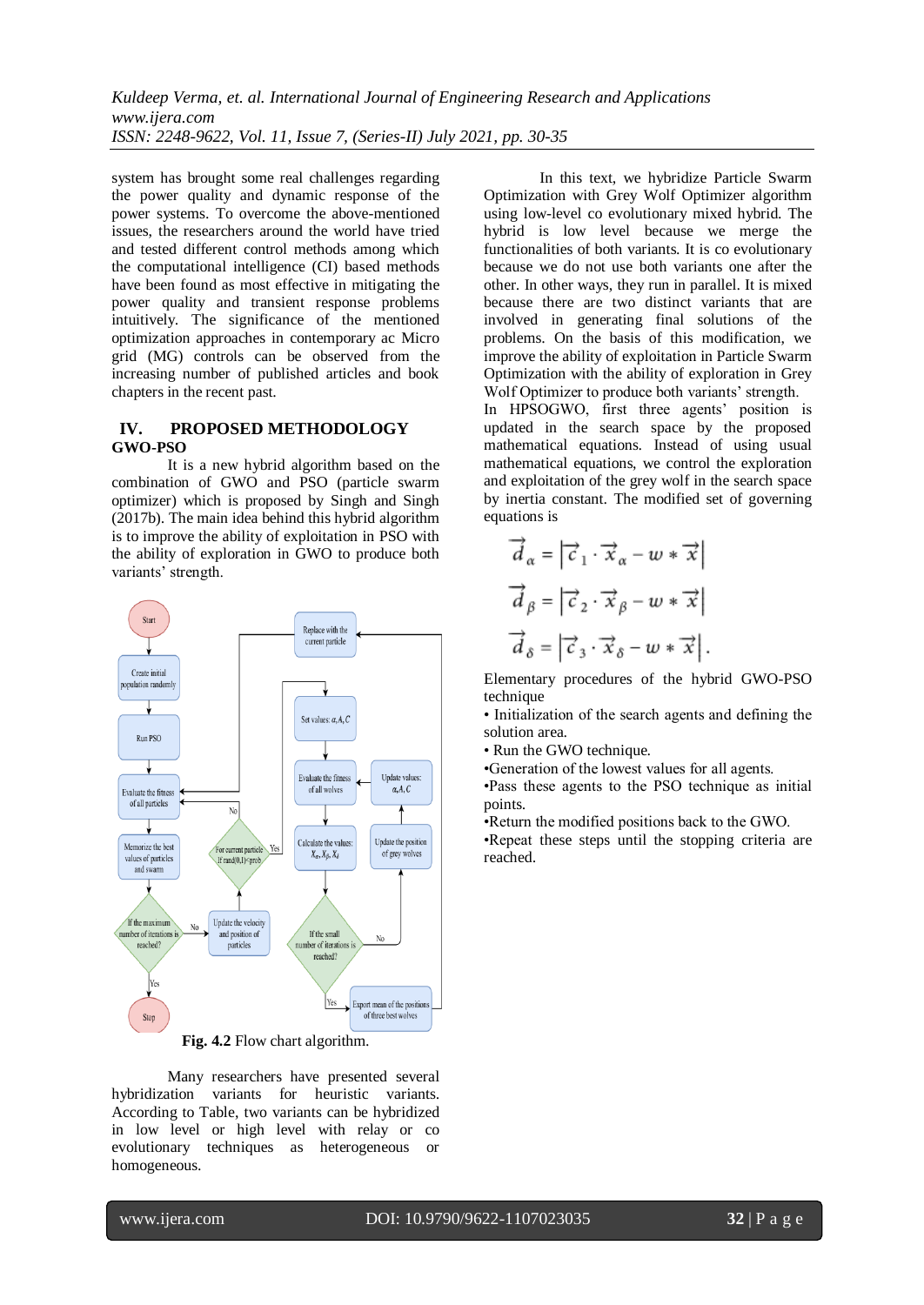system has brought some real challenges regarding the power quality and dynamic response of the power systems. To overcome the above-mentioned issues, the researchers around the world have tried and tested different control methods among which the computational intelligence (CI) based methods have been found as most effective in mitigating the power quality and transient response problems intuitively. The significance of the mentioned optimization approaches in contemporary ac Micro grid (MG) controls can be observed from the increasing number of published articles and book chapters in the recent past.

## IV. PROPOSED METHODOLOGY

**GWO-PSO**

It is a new hybrid algorithm based on the combination of GWO and PSO (particle swarm optimizer) which is proposed by Singh and Singh (2017b). The main idea behind this hybrid algorithm is to improve the ability of exploitation in PSO with the ability of exploration in GWO to produce both variants' strength.

**Fig. 4.2** Flow chart algorithm.

Many researchers have presented several hybridization variants for heuristic variants. According to Table, two variants can be hybridized in low level or high level with relay or co evolutionary techniques as heterogeneous or homogeneous.

In this text, we hybridize Particle Swarm Optimization with Grey Wolf Optimizer algorithm using low-level co evolutionary mixed hybrid. The hybrid is low level because we merge the functionalities of both variants. It is co evolutionary because we do not use both variants one after the other. In other ways, they run in parallel. It is mixed because there are two distinct variants that are involved in generating final solutions of the problems. On the basis of this modification, we improve the ability of exploitation in Particle Swarm Optimization with the ability of exploration in Grey Wolf Optimizer to produce both variants' strength.

In HPSOGWO, first three agents' position is updated in the search space by the proposed mathematical equations. Instead of using usual mathematical equations, we control the exploration and exploitation of the grey wolf in the search space by inertia constant. The modified set of governing equations is

$$\vec{d}_{\alpha} = \left|\vec{c}_1 \cdot \vec{x}_{\alpha} - w * \vec{x}\right|$$

$$\vec{d}_{\beta} = \left|\vec{c}_2 \cdot \vec{x}_{\beta} - w * \vec{x}\right|$$

$$\vec{d}_{\delta} = \left|\vec{c}_3 \cdot \vec{x}_{\delta} - w * \vec{x}\right|.$$

Elementary procedures of the hybrid GWO-PSO technique

- Initialization of the search agents and defining the solution area.
- Run the GWO technique.
- Generation of the lowest values for all agents.
- Pass these agents to the PSO technique as initial points.
- Return the modified positions back to the GWO.
- Repeat these steps until the stopping criteria are reached.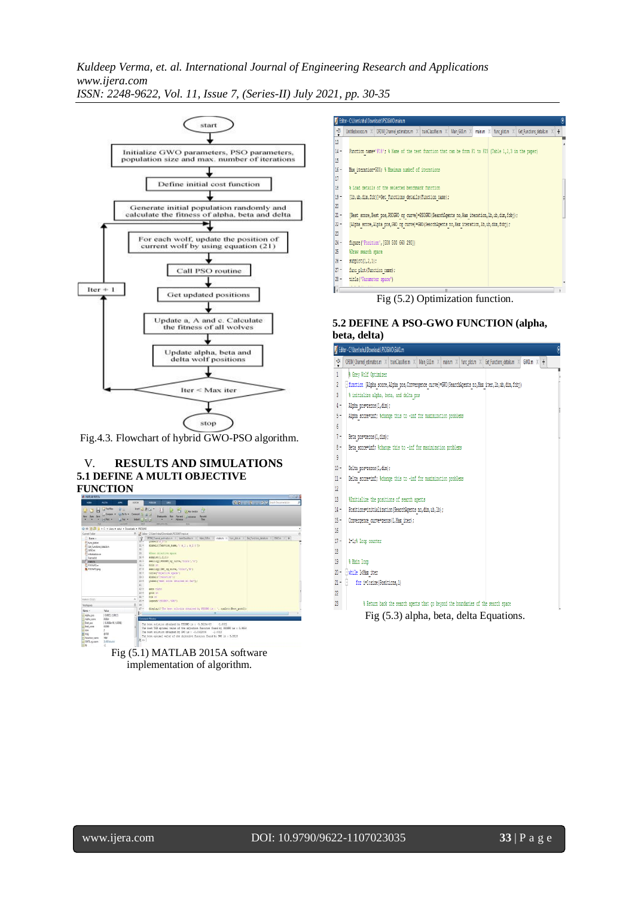start

Initialize GWO parameters, PSO parameters, population size and max. number of iterations

Define initial cost function

Generate initial population randomly and calculate the fitness of alpha, beta and delta

For each wolf, update the position of current wolf by using equation (21)

Call PSO routine

Get updated positions

Update a, A and c. Calculate the fitness of all wolves

Update alpha, beta and delta wolf positions

Iter < Max iter

Iter + 1

stop

Fig.4.3. Flowchart of hybrid GWO-PSO algorithm.

## V. RESULTS AND SIMULATIONS

### 5.1 DEFINE A MULTI OBJECTIVE FUNCTION

Fig (5.1) MATLAB 2015A software implementation of algorithm.

```
13
14 -  Function_name='F18'; % Name of the test function that can be from F1 to F23 (Table 1,2,3 in the paper)
15
16 -  Max_iteration=500; % Maximum numbef of iterations
17
18    % Load details of the selected benchmark function
19 -  [lb,ub,dim,fobj]=Get_Functions_details(Function_name);
20
21 -  [Best_score,Best_pos,PSOGWO_cg_curve]=PSOGWO(SearchAgents_no,Max_iteration,lb,ub,dim,fobj);
22 -  [Alpha_score,Alpha_pos,GWO_cg_curve]=GWO(SearchAgents_no,Max_iteration,lb,ub,dim,fobj);
23
24 -  figure('Position',[500 500 660 290])
25    %Draw search space
26 -  subplot(1,2,1);
27 -  func_plot(Function_name);
28 -  title('Parameter space')
```

Fig (5.2) Optimization function.

### 5.2 DEFINE A PSO-GWO FUNCTION (alpha, beta, delta)

```
1     % Grey Wolf Optimizer
2     function [Alpha_score,Alpha_pos,Convergence_curve]=GWO(SearchAgents_no,Max_iter,lb,ub,dim,fobj)
3     % initialize alpha, beta, and delta_pos
4 -   Alpha_pos=zeros(1,dim);
5 -   Alpha_score=inf; %change this to -inf for maximization problems
6
7 -   Beta_pos=zeros(1,dim);
8 -   Beta_score=inf; %change this to -inf for maximization problems
9
10 -  Delta_pos=zeros(1,dim);
11 -  Delta_score=inf; %change this to -inf for maximization problems
12
13    %Initialize the positions of search agents
14 -  Positions=initialization(SearchAgents_no,dim,ub,lb);
15 -  Convergence_curve=zeros(1,Max_iter);
16
17 -  l=0;% Loop counter
18
19    % Main loop
20 -  while l<Max_iter
21 -      for i=1:size(Positions,1)
22
23            % Return back the search agents that go beyond the boundaries of the search space
```

Fig (5.3) alpha, beta, delta Equations.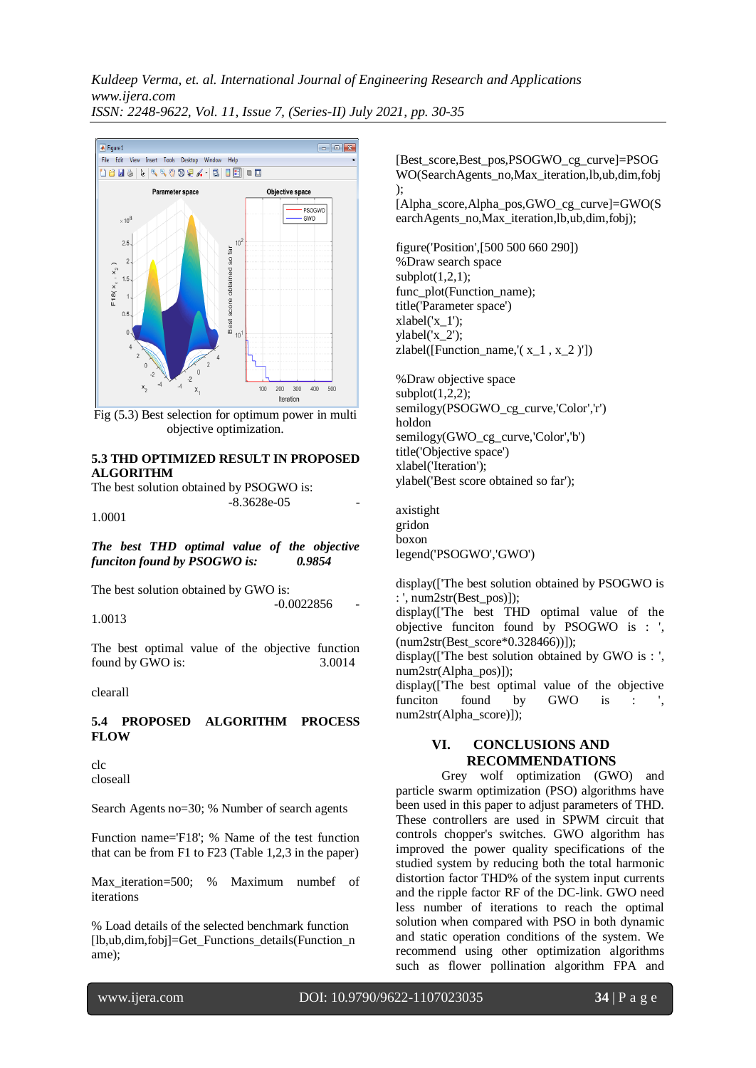Fig (5.3) Best selection for optimum power in multi objective optimization.

### 5.3 THD OPTIMIZED RESULT IN PROPOSED ALGORITHM

The best solution obtained by PSOGWO is: -8.3628e-05 -1.0001

***The best THD optimal value of the objective funciton found by PSOGWO is: 0.9854***

The best solution obtained by GWO is: -0.0022856 -1.0013

The best optimal value of the objective function found by GWO is: 3.0014

clearall

### 5.4 PROPOSED ALGORITHM PROCESS FLOW

```
clc
closeall

Search Agents no=30; % Number of search agents

Function name='F18'; % Name of the test function that can be from F1 to F23 (Table 1,2,3 in the paper)

Max_iteration=500; % Maximum numbef of iterations

% Load details of the selected benchmark function
[lb,ub,dim,fobj]=Get_Functions_details(Function_name);

[Best_score,Best_pos,PSOGWO_cg_curve]=PSOGWO(SearchAgents_no,Max_iteration,lb,ub,dim,fobj);
[Alpha_score,Alpha_pos,GWO_cg_curve]=GWO(SearchAgents_no,Max_iteration,lb,ub,dim,fobj);

figure('Position',[500 500 660 290])
%Draw search space
subplot(1,2,1);
func_plot(Function_name);
title('Parameter space')
xlabel('x_1');
ylabel('x_2');
zlabel([Function_name,'( x_1 , x_2 )'])

%Draw objective space
subplot(1,2,2);
semilogy(PSOGWO_cg_curve,'Color','r')
holdon
semilogy(GWO_cg_curve,'Color','b')
title('Objective space')
xlabel('Iteration');
ylabel('Best score obtained so far');

axistight
gridon
boxon
legend('PSOGWO','GWO')

display(['The best solution obtained by PSOGWO is : ', num2str(Best_pos)]);
display(['The best THD optimal value of the objective funciton found by PSOGWO is : ', (num2str(Best_score*0.328466))]);
display(['The best solution obtained by GWO is : ', num2str(Alpha_pos)]);
display(['The best optimal value of the objective funciton found by GWO is : ', num2str(Alpha_score)]);
```

## VI. CONCLUSIONS AND RECOMMENDATIONS

Grey wolf optimization (GWO) and particle swarm optimization (PSO) algorithms have been used in this paper to adjust parameters of THD. These controllers are used in SPWM circuit that controls chopper's switches. GWO algorithm has improved the power quality specifications of the studied system by reducing both the total harmonic distortion factor THD% of the system input currents and the ripple factor RF of the DC-link. GWO need less number of iterations to reach the optimal solution when compared with PSO in both dynamic and static operation conditions of the system. We recommend using other optimization algorithms such as flower pollination algorithm FPA and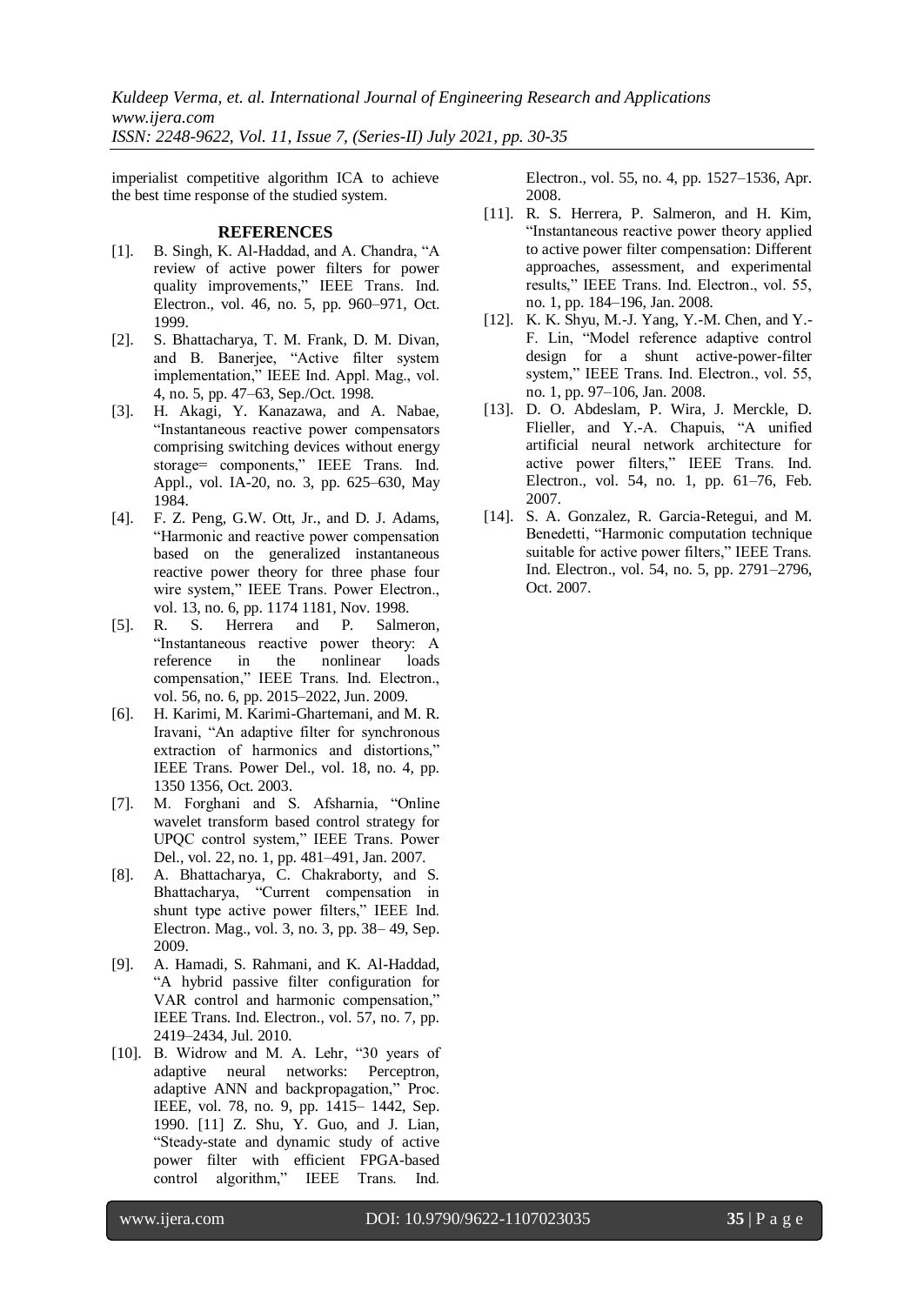imperialist competitive algorithm ICA to achieve the best time response of the studied system.

## REFERENCES

- [1]. B. Singh, K. Al-Haddad, and A. Chandra, "A review of active power filters for power quality improvements," IEEE Trans. Ind. Electron., vol. 46, no. 5, pp. 960–971, Oct. 1999.
- [2]. S. Bhattacharya, T. M. Frank, D. M. Divan, and B. Banerjee, "Active filter system implementation," IEEE Ind. Appl. Mag., vol. 4, no. 5, pp. 47–63, Sep./Oct. 1998.
- [3]. H. Akagi, Y. Kanazawa, and A. Nabae, "Instantaneous reactive power compensators comprising switching devices without energy storage= components," IEEE Trans. Ind. Appl., vol. IA-20, no. 3, pp. 625–630, May 1984.
- [4]. F. Z. Peng, G.W. Ott, Jr., and D. J. Adams, "Harmonic and reactive power compensation based on the generalized instantaneous reactive power theory for three phase four wire system," IEEE Trans. Power Electron., vol. 13, no. 6, pp. 1174 1181, Nov. 1998.
- [5]. R. S. Herrera and P. Salmeron, "Instantaneous reactive power theory: A reference in the nonlinear loads compensation," IEEE Trans. Ind. Electron., vol. 56, no. 6, pp. 2015–2022, Jun. 2009.
- [6]. H. Karimi, M. Karimi-Ghartemani, and M. R. Iravani, "An adaptive filter for synchronous extraction of harmonics and distortions," IEEE Trans. Power Del., vol. 18, no. 4, pp. 1350 1356, Oct. 2003.
- [7]. M. Forghani and S. Afsharnia, "Online wavelet transform based control strategy for UPQC control system," IEEE Trans. Power Del., vol. 22, no. 1, pp. 481–491, Jan. 2007.
- [8]. A. Bhattacharya, C. Chakraborty, and S. Bhattacharya, "Current compensation in shunt type active power filters," IEEE Ind. Electron. Mag., vol. 3, no. 3, pp. 38– 49, Sep. 2009.
- [9]. A. Hamadi, S. Rahmani, and K. Al-Haddad, "A hybrid passive filter configuration for VAR control and harmonic compensation," IEEE Trans. Ind. Electron., vol. 57, no. 7, pp. 2419–2434, Jul. 2010.
- [10]. B. Widrow and M. A. Lehr, "30 years of adaptive neural networks: Perceptron, adaptive ANN and backpropagation," Proc. IEEE, vol. 78, no. 9, pp. 1415– 1442, Sep. 1990. [11] Z. Shu, Y. Guo, and J. Lian, "Steady-state and dynamic study of active power filter with efficient FPGA-based control algorithm," IEEE Trans. Ind. Electron., vol. 55, no. 4, pp. 1527–1536, Apr. 2008.
- [11]. R. S. Herrera, P. Salmeron, and H. Kim, "Instantaneous reactive power theory applied to active power filter compensation: Different approaches, assessment, and experimental results," IEEE Trans. Ind. Electron., vol. 55, no. 1, pp. 184–196, Jan. 2008.
- [12]. K. K. Shyu, M.-J. Yang, Y.-M. Chen, and Y.-F. Lin, "Model reference adaptive control design for a shunt active-power-filter system," IEEE Trans. Ind. Electron., vol. 55, no. 1, pp. 97–106, Jan. 2008.
- [13]. D. O. Abdeslam, P. Wira, J. Merckle, D. Flieller, and Y.-A. Chapuis, "A unified artificial neural network architecture for active power filters," IEEE Trans. Ind. Electron., vol. 54, no. 1, pp. 61–76, Feb. 2007.
- [14]. S. A. Gonzalez, R. Garcia-Retegui, and M. Benedetti, "Harmonic computation technique suitable for active power filters," IEEE Trans. Ind. Electron., vol. 54, no. 5, pp. 2791–2796, Oct. 2007.